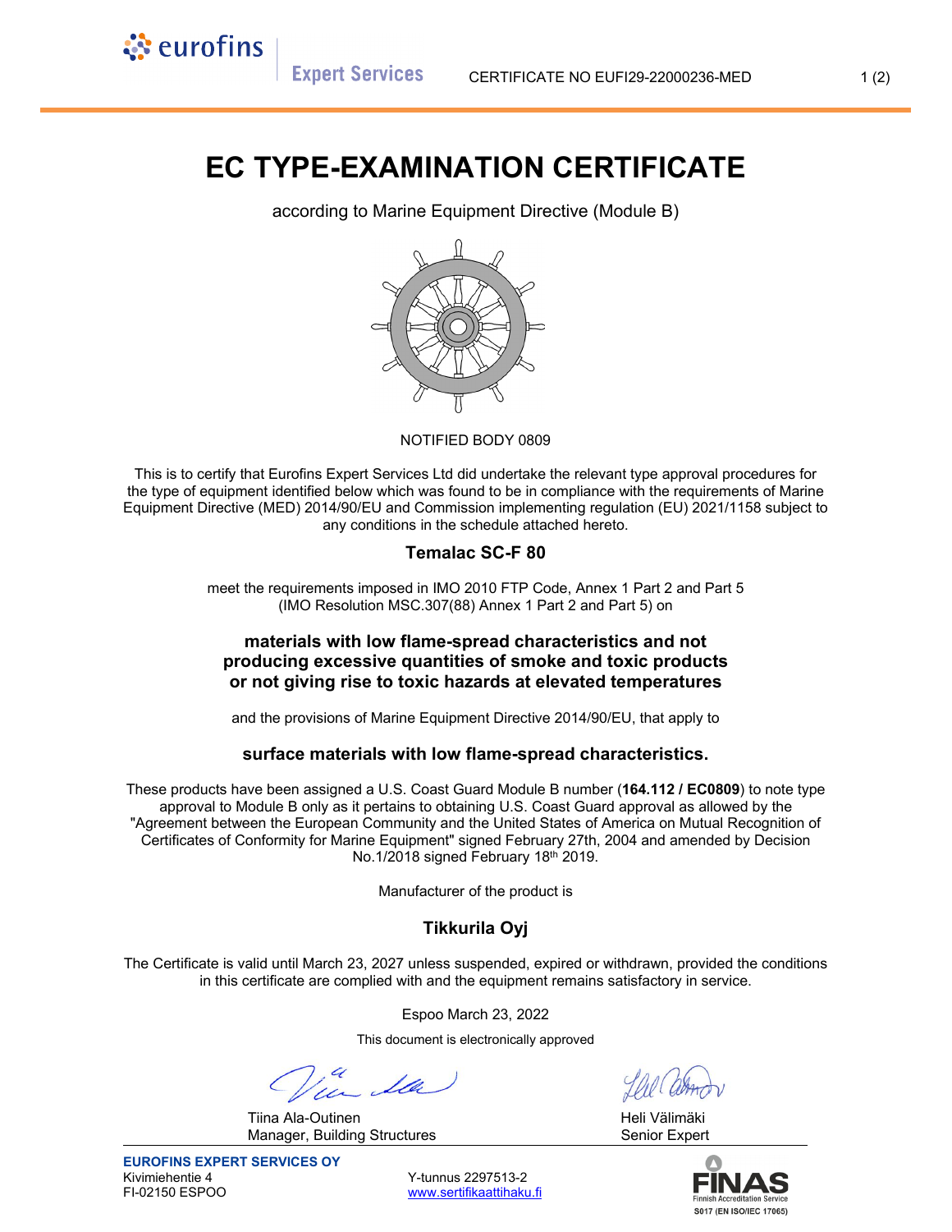CERTIFICATE NO EUFI29-22000236-MED

# EC TYPE-EXAMINATION CERTIFICATE

according to Marine Equipment Directive (Module B)

NOTIFIED BODY 0809

This is to certify that Eurofins Expert Services Ltd did undertake the relevant type approval procedures for the type of equipment identified below which was found to be in compliance with the requirements of Marine Equipment Directive (MED) 2014/90/EU and Commission implementing regulation (EU) 2021/1158 subject to any conditions in the schedule attached hereto.

## Temalac SC-F 80

meet the requirements imposed in IMO 2010 FTP Code, Annex 1 Part 2 and Part 5 (IMO Resolution MSC.307(88) Annex 1 Part 2 and Part 5) on

**materials with low flame-spread characteristics and not producing excessive quantities of smoke and toxic products or not giving rise to toxic hazards at elevated temperatures**

and the provisions of Marine Equipment Directive 2014/90/EU, that apply to

**surface materials with low flame-spread characteristics.**

These products have been assigned a U.S. Coast Guard Module B number (**164.112 / EC0809**) to note type approval to Module B only as it pertains to obtaining U.S. Coast Guard approval as allowed by the "Agreement between the European Community and the United States of America on Mutual Recognition of Certificates of Conformity for Marine Equipment" signed February 27th, 2004 and amended by Decision No.1/2018 signed February 18th 2019.

Manufacturer of the product is

## Tikkurila Oyj

The Certificate is valid until March 23, 2027 unless suspended, expired or withdrawn, provided the conditions in this certificate are complied with and the equipment remains satisfactory in service.

Espoo March 23, 2022

This document is electronically approved

Tiina Ala-Outinen
Manager, Building Structures

Heli Välimäki
Senior Expert

**EUROFINS EXPERT SERVICES OY**
Kivimiehentie 4
FI-02150 ESPOO

Y-tunnus 2297513-2
www.sertifikaattihaku.fi

FINAS Finnish Accreditation Service S017 (EN ISO/IEC 17065)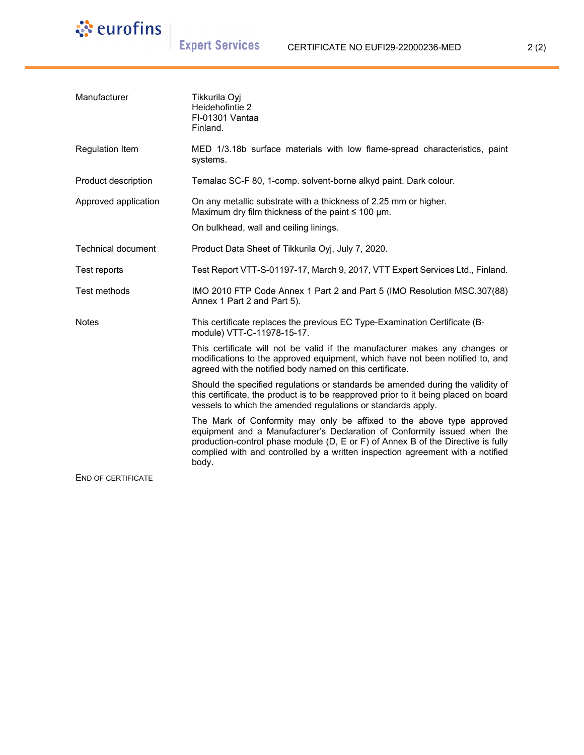| | |
|---|---|
| Manufacturer | Tikkurila Oyj<br>Heidehofintie 2<br>FI-01301 Vantaa<br>Finland. |
| Regulation Item | MED 1/3.18b surface materials with low flame-spread characteristics, paint systems. |
| Product description | Temalac SC-F 80, 1-comp. solvent-borne alkyd paint. Dark colour. |
| Approved application | On any metallic substrate with a thickness of 2.25 mm or higher.<br>Maximum dry film thickness of the paint ≤ 100 µm.<br><br>On bulkhead, wall and ceiling linings. |
| Technical document | Product Data Sheet of Tikkurila Oyj, July 7, 2020. |
| Test reports | Test Report VTT-S-01197-17, March 9, 2017, VTT Expert Services Ltd., Finland. |
| Test methods | IMO 2010 FTP Code Annex 1 Part 2 and Part 5 (IMO Resolution MSC.307(88) Annex 1 Part 2 and Part 5). |
| Notes | This certificate replaces the previous EC Type-Examination Certificate (B-module) VTT-C-11978-15-17.<br><br>This certificate will not be valid if the manufacturer makes any changes or modifications to the approved equipment, which have not been notified to, and agreed with the notified body named on this certificate.<br><br>Should the specified regulations or standards be amended during the validity of this certificate, the product is to be reapproved prior to it being placed on board vessels to which the amended regulations or standards apply.<br><br>The Mark of Conformity may only be affixed to the above type approved equipment and a Manufacturer's Declaration of Conformity issued when the production-control phase module (D, E or F) of Annex B of the Directive is fully complied with and controlled by a written inspection agreement with a notified body. |

END OF CERTIFICATE